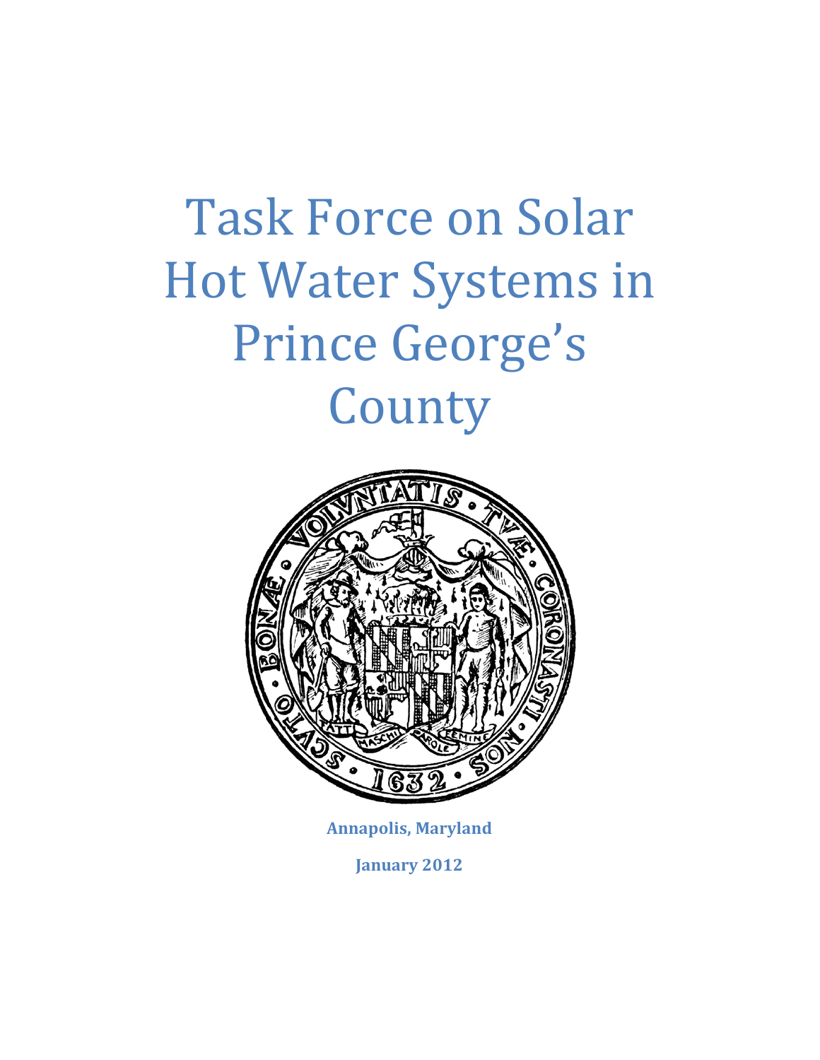# Task Force on Solar Hot Water Systems in Prince George's County

**Annapolis, Maryland**

**January 2012**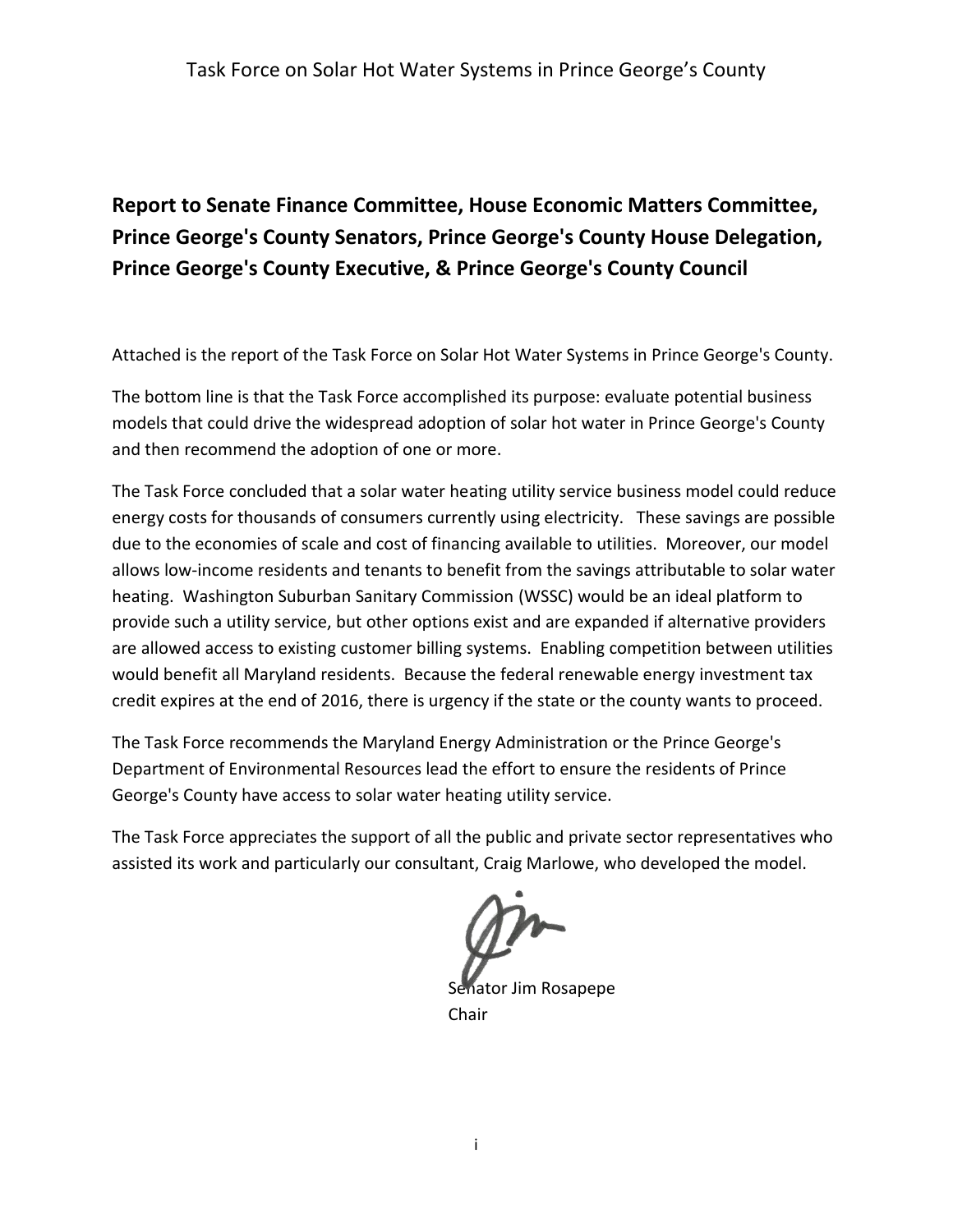Task Force on Solar Hot Water Systems in Prince George's County

**Report to Senate Finance Committee, House Economic Matters Committee, Prince George's County Senators, Prince George's County House Delegation, Prince George's County Executive, & Prince George's County Council**

Attached is the report of the Task Force on Solar Hot Water Systems in Prince George's County.

The bottom line is that the Task Force accomplished its purpose: evaluate potential business models that could drive the widespread adoption of solar hot water in Prince George's County and then recommend the adoption of one or more.

The Task Force concluded that a solar water heating utility service business model could reduce energy costs for thousands of consumers currently using electricity. These savings are possible due to the economies of scale and cost of financing available to utilities. Moreover, our model allows low-income residents and tenants to benefit from the savings attributable to solar water heating. Washington Suburban Sanitary Commission (WSSC) would be an ideal platform to provide such a utility service, but other options exist and are expanded if alternative providers are allowed access to existing customer billing systems. Enabling competition between utilities would benefit all Maryland residents. Because the federal renewable energy investment tax credit expires at the end of 2016, there is urgency if the state or the county wants to proceed.

The Task Force recommends the Maryland Energy Administration or the Prince George's Department of Environmental Resources lead the effort to ensure the residents of Prince George's County have access to solar water heating utility service.

The Task Force appreciates the support of all the public and private sector representatives who assisted its work and particularly our consultant, Craig Marlowe, who developed the model.

Senator Jim Rosapepe
Chair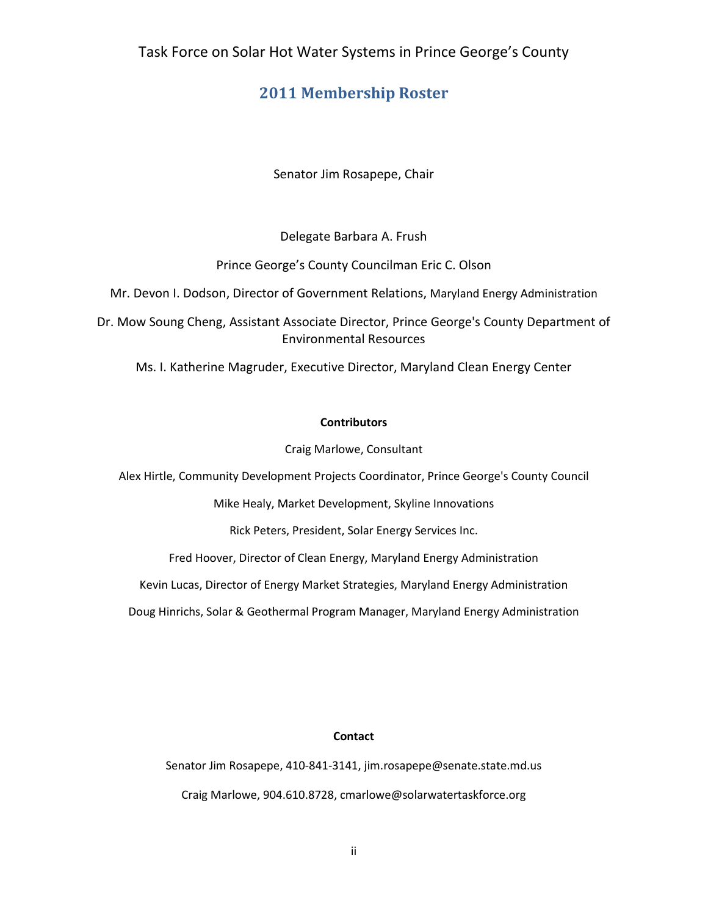Task Force on Solar Hot Water Systems in Prince George's County

## 2011 Membership Roster

Senator Jim Rosapepe, Chair

Delegate Barbara A. Frush

Prince George's County Councilman Eric C. Olson

Mr. Devon I. Dodson, Director of Government Relations, Maryland Energy Administration

Dr. Mow Soung Cheng, Assistant Associate Director, Prince George's County Department of Environmental Resources

Ms. I. Katherine Magruder, Executive Director, Maryland Clean Energy Center

**Contributors**

Craig Marlowe, Consultant

Alex Hirtle, Community Development Projects Coordinator, Prince George's County Council

Mike Healy, Market Development, Skyline Innovations

Rick Peters, President, Solar Energy Services Inc.

Fred Hoover, Director of Clean Energy, Maryland Energy Administration

Kevin Lucas, Director of Energy Market Strategies, Maryland Energy Administration

Doug Hinrichs, Solar & Geothermal Program Manager, Maryland Energy Administration

**Contact**

Senator Jim Rosapepe, 410-841-3141, jim.rosapepe@senate.state.md.us

Craig Marlowe, 904.610.8728, cmarlowe@solarwatertaskforce.org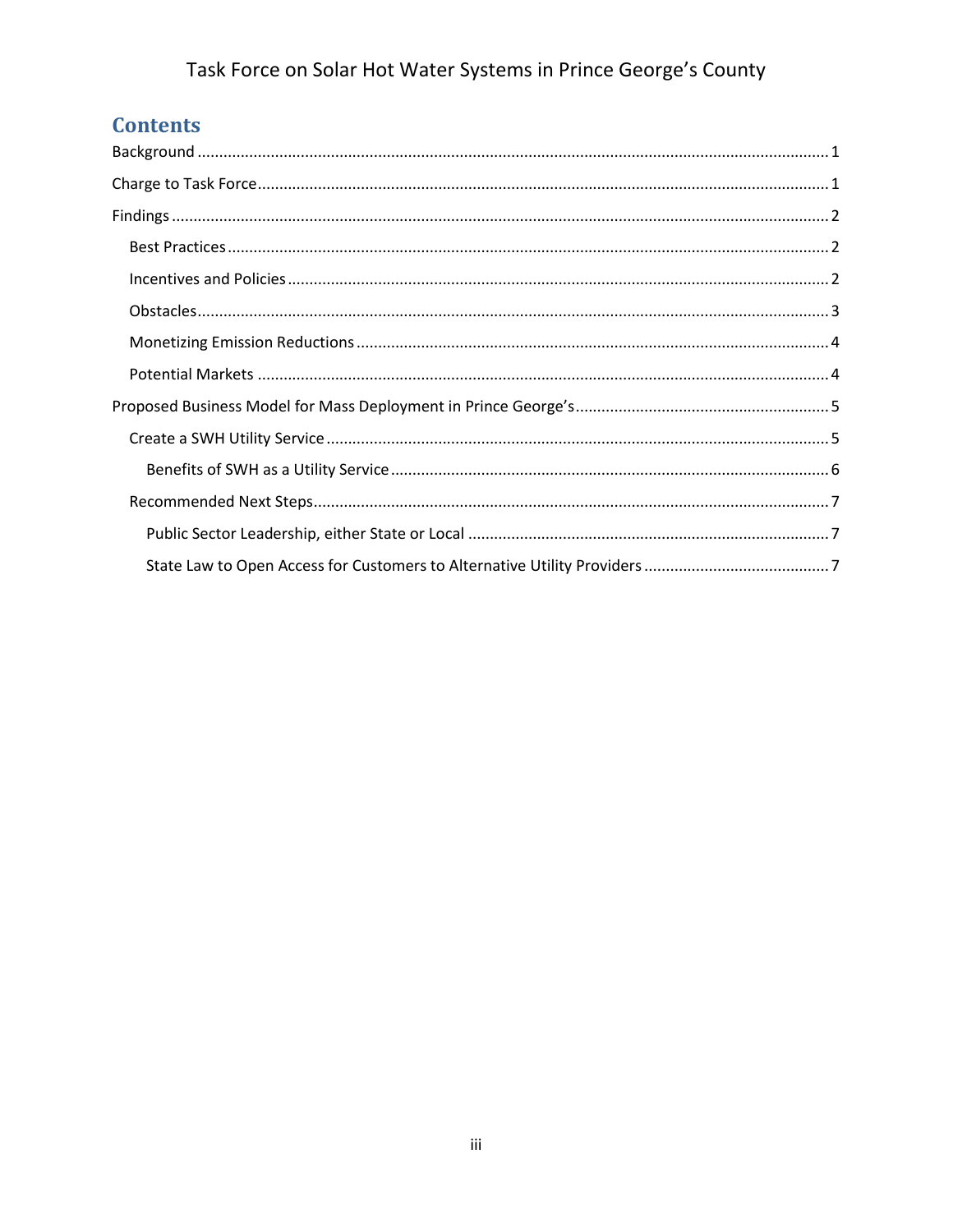# Contents

Background ........................................................................................................................................ 1

Charge to Task Force.......................................................................................................................... 1

Findings .............................................................................................................................................. 2

- Best Practices ................................................................................................................................. 2
- Incentives and Policies ................................................................................................................... 2
- Obstacles........................................................................................................................................ 3
- Monetizing Emission Reductions .................................................................................................... 4
- Potential Markets ........................................................................................................................... 4

Proposed Business Model for Mass Deployment in Prince George's.................................................... 5

- Create a SWH Utility Service ........................................................................................................... 5
  - Benefits of SWH as a Utility Service ............................................................................................ 6
- Recommended Next Steps............................................................................................................... 7
  - Public Sector Leadership, either State or Local ............................................................................ 7
  - State Law to Open Access for Customers to Alternative Utility Providers ...................................... 7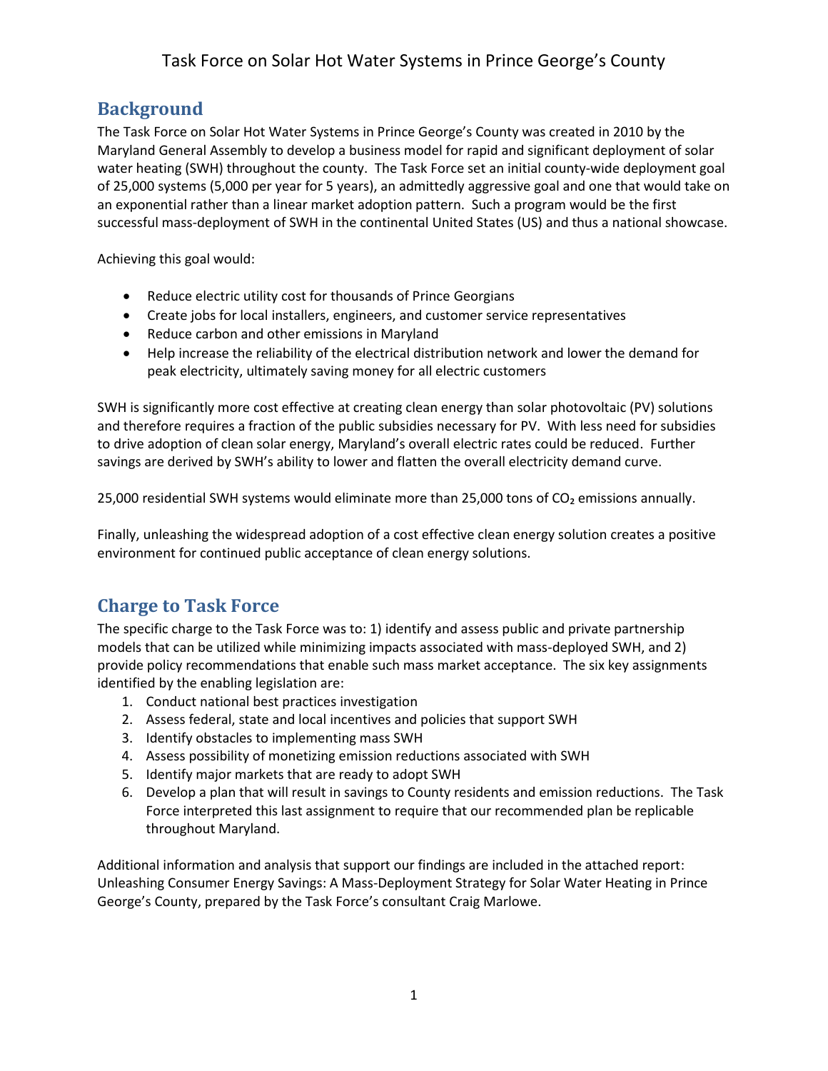## Background

The Task Force on Solar Hot Water Systems in Prince George's County was created in 2010 by the Maryland General Assembly to develop a business model for rapid and significant deployment of solar water heating (SWH) throughout the county. The Task Force set an initial county-wide deployment goal of 25,000 systems (5,000 per year for 5 years), an admittedly aggressive goal and one that would take on an exponential rather than a linear market adoption pattern. Such a program would be the first successful mass-deployment of SWH in the continental United States (US) and thus a national showcase.

Achieving this goal would:

- Reduce electric utility cost for thousands of Prince Georgians
- Create jobs for local installers, engineers, and customer service representatives
- Reduce carbon and other emissions in Maryland
- Help increase the reliability of the electrical distribution network and lower the demand for peak electricity, ultimately saving money for all electric customers

SWH is significantly more cost effective at creating clean energy than solar photovoltaic (PV) solutions and therefore requires a fraction of the public subsidies necessary for PV. With less need for subsidies to drive adoption of clean solar energy, Maryland's overall electric rates could be reduced. Further savings are derived by SWH's ability to lower and flatten the overall electricity demand curve.

25,000 residential SWH systems would eliminate more than 25,000 tons of $CO_2$ emissions annually.

Finally, unleashing the widespread adoption of a cost effective clean energy solution creates a positive environment for continued public acceptance of clean energy solutions.

## Charge to Task Force

The specific charge to the Task Force was to: 1) identify and assess public and private partnership models that can be utilized while minimizing impacts associated with mass-deployed SWH, and 2) provide policy recommendations that enable such mass market acceptance. The six key assignments identified by the enabling legislation are:

1. Conduct national best practices investigation
2. Assess federal, state and local incentives and policies that support SWH
3. Identify obstacles to implementing mass SWH
4. Assess possibility of monetizing emission reductions associated with SWH
5. Identify major markets that are ready to adopt SWH
6. Develop a plan that will result in savings to County residents and emission reductions. The Task Force interpreted this last assignment to require that our recommended plan be replicable throughout Maryland.

Additional information and analysis that support our findings are included in the attached report: Unleashing Consumer Energy Savings: A Mass-Deployment Strategy for Solar Water Heating in Prince George's County, prepared by the Task Force's consultant Craig Marlowe.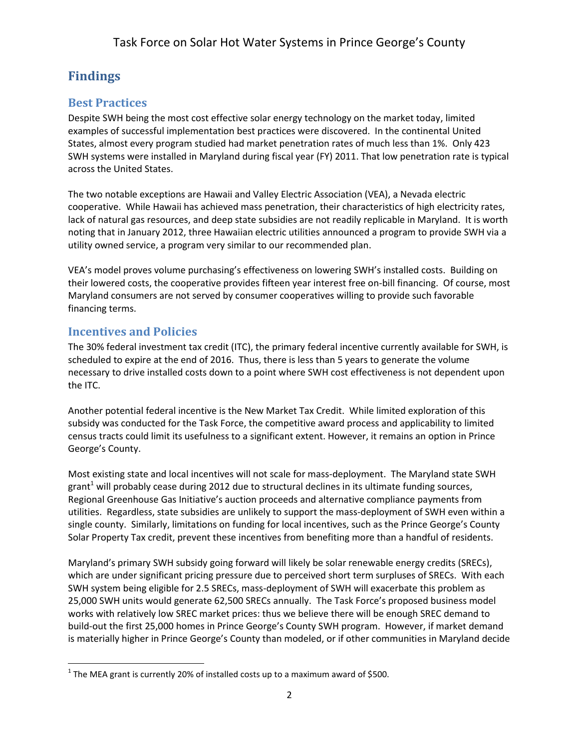## Findings

### Best Practices

Despite SWH being the most cost effective solar energy technology on the market today, limited examples of successful implementation best practices were discovered. In the continental United States, almost every program studied had market penetration rates of much less than 1%. Only 423 SWH systems were installed in Maryland during fiscal year (FY) 2011. That low penetration rate is typical across the United States.

The two notable exceptions are Hawaii and Valley Electric Association (VEA), a Nevada electric cooperative. While Hawaii has achieved mass penetration, their characteristics of high electricity rates, lack of natural gas resources, and deep state subsidies are not readily replicable in Maryland. It is worth noting that in January 2012, three Hawaiian electric utilities announced a program to provide SWH via a utility owned service, a program very similar to our recommended plan.

VEA's model proves volume purchasing's effectiveness on lowering SWH's installed costs. Building on their lowered costs, the cooperative provides fifteen year interest free on-bill financing. Of course, most Maryland consumers are not served by consumer cooperatives willing to provide such favorable financing terms.

### Incentives and Policies

The 30% federal investment tax credit (ITC), the primary federal incentive currently available for SWH, is scheduled to expire at the end of 2016. Thus, there is less than 5 years to generate the volume necessary to drive installed costs down to a point where SWH cost effectiveness is not dependent upon the ITC.

Another potential federal incentive is the New Market Tax Credit. While limited exploration of this subsidy was conducted for the Task Force, the competitive award process and applicability to limited census tracts could limit its usefulness to a significant extent. However, it remains an option in Prince George's County.

Most existing state and local incentives will not scale for mass-deployment. The Maryland state SWH grant[1] will probably cease during 2012 due to structural declines in its ultimate funding sources, Regional Greenhouse Gas Initiative's auction proceeds and alternative compliance payments from utilities. Regardless, state subsidies are unlikely to support the mass-deployment of SWH even within a single county. Similarly, limitations on funding for local incentives, such as the Prince George's County Solar Property Tax credit, prevent these incentives from benefiting more than a handful of residents.

Maryland's primary SWH subsidy going forward will likely be solar renewable energy credits (SRECs), which are under significant pricing pressure due to perceived short term surpluses of SRECs. With each SWH system being eligible for 2.5 SRECs, mass-deployment of SWH will exacerbate this problem as 25,000 SWH units would generate 62,500 SRECs annually. The Task Force's proposed business model works with relatively low SREC market prices: thus we believe there will be enough SREC demand to build-out the first 25,000 homes in Prince George's County SWH program. However, if market demand is materially higher in Prince George's County than modeled, or if other communities in Maryland decide

[1] The MEA grant is currently 20% of installed costs up to a maximum award of $500.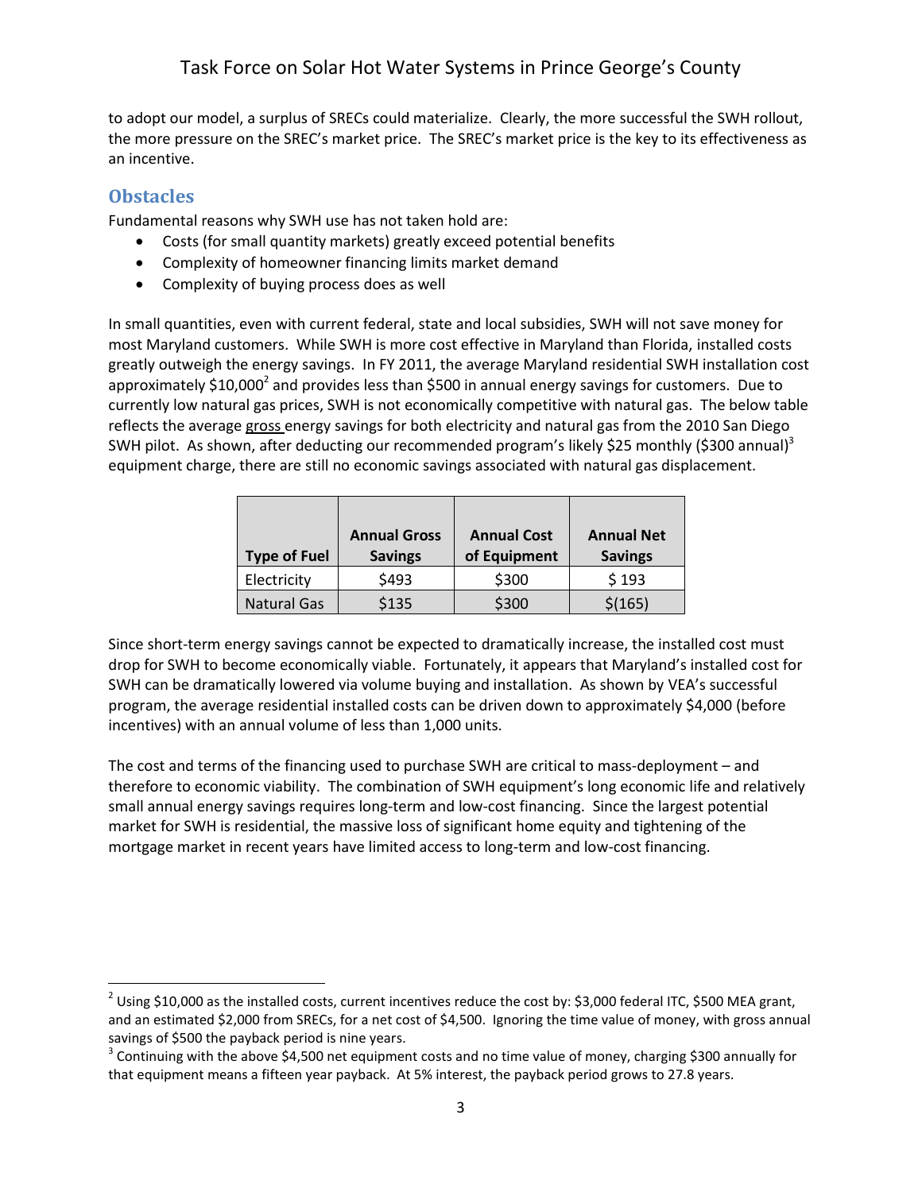to adopt our model, a surplus of SRECs could materialize. Clearly, the more successful the SWH rollout, the more pressure on the SREC's market price. The SREC's market price is the key to its effectiveness as an incentive.

## Obstacles

Fundamental reasons why SWH use has not taken hold are:

- Costs (for small quantity markets) greatly exceed potential benefits
- Complexity of homeowner financing limits market demand
- Complexity of buying process does as well

In small quantities, even with current federal, state and local subsidies, SWH will not save money for most Maryland customers. While SWH is more cost effective in Maryland than Florida, installed costs greatly outweigh the energy savings. In FY 2011, the average Maryland residential SWH installation cost approximately \$10,000[2] and provides less than \$500 in annual energy savings for customers. Due to currently low natural gas prices, SWH is not economically competitive with natural gas. The below table reflects the average gross energy savings for both electricity and natural gas from the 2010 San Diego SWH pilot. As shown, after deducting our recommended program's likely \$25 monthly (\$300 annual)[3] equipment charge, there are still no economic savings associated with natural gas displacement.

| Type of Fuel | Annual Gross Savings | Annual Cost of Equipment | Annual Net Savings |
|---|---|---|---|
| Electricity | \$493 | \$300 | \$ 193 |
| Natural Gas | \$135 | \$300 | \$(165) |

Since short-term energy savings cannot be expected to dramatically increase, the installed cost must drop for SWH to become economically viable. Fortunately, it appears that Maryland's installed cost for SWH can be dramatically lowered via volume buying and installation. As shown by VEA's successful program, the average residential installed costs can be driven down to approximately \$4,000 (before incentives) with an annual volume of less than 1,000 units.

The cost and terms of the financing used to purchase SWH are critical to mass-deployment – and therefore to economic viability. The combination of SWH equipment's long economic life and relatively small annual energy savings requires long-term and low-cost financing. Since the largest potential market for SWH is residential, the massive loss of significant home equity and tightening of the mortgage market in recent years have limited access to long-term and low-cost financing.

---

[2] Using \$10,000 as the installed costs, current incentives reduce the cost by: \$3,000 federal ITC, \$500 MEA grant, and an estimated \$2,000 from SRECs, for a net cost of \$4,500. Ignoring the time value of money, with gross annual savings of \$500 the payback period is nine years.

[3] Continuing with the above \$4,500 net equipment costs and no time value of money, charging \$300 annually for that equipment means a fifteen year payback. At 5% interest, the payback period grows to 27.8 years.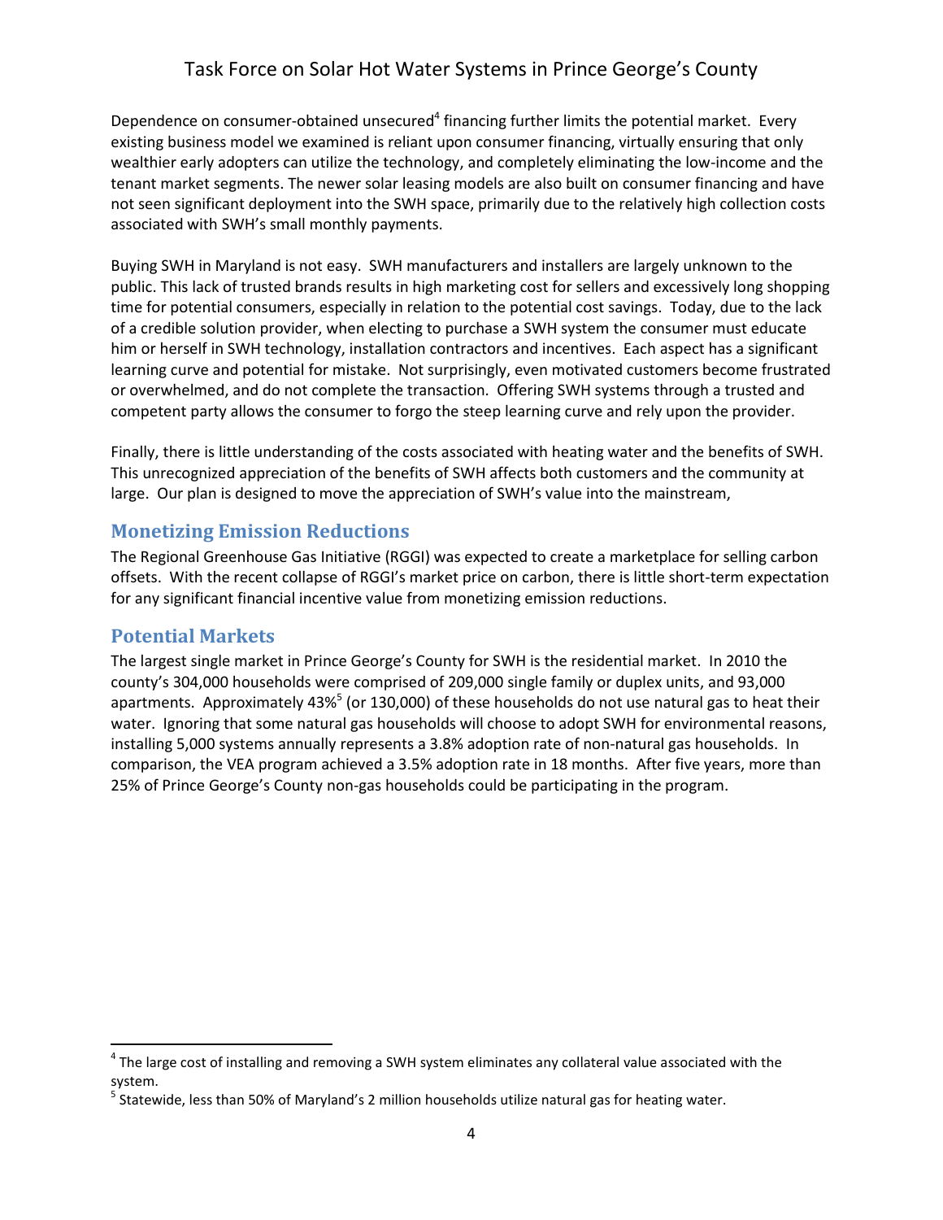Dependence on consumer-obtained unsecured[4] financing further limits the potential market. Every existing business model we examined is reliant upon consumer financing, virtually ensuring that only wealthier early adopters can utilize the technology, and completely eliminating the low-income and the tenant market segments. The newer solar leasing models are also built on consumer financing and have not seen significant deployment into the SWH space, primarily due to the relatively high collection costs associated with SWH's small monthly payments.

Buying SWH in Maryland is not easy. SWH manufacturers and installers are largely unknown to the public. This lack of trusted brands results in high marketing cost for sellers and excessively long shopping time for potential consumers, especially in relation to the potential cost savings. Today, due to the lack of a credible solution provider, when electing to purchase a SWH system the consumer must educate him or herself in SWH technology, installation contractors and incentives. Each aspect has a significant learning curve and potential for mistake. Not surprisingly, even motivated customers become frustrated or overwhelmed, and do not complete the transaction. Offering SWH systems through a trusted and competent party allows the consumer to forgo the steep learning curve and rely upon the provider.

Finally, there is little understanding of the costs associated with heating water and the benefits of SWH. This unrecognized appreciation of the benefits of SWH affects both customers and the community at large. Our plan is designed to move the appreciation of SWH's value into the mainstream,

## Monetizing Emission Reductions

The Regional Greenhouse Gas Initiative (RGGI) was expected to create a marketplace for selling carbon offsets. With the recent collapse of RGGI's market price on carbon, there is little short-term expectation for any significant financial incentive value from monetizing emission reductions.

## Potential Markets

The largest single market in Prince George's County for SWH is the residential market. In 2010 the county's 304,000 households were comprised of 209,000 single family or duplex units, and 93,000 apartments. Approximately 43%[5] (or 130,000) of these households do not use natural gas to heat their water. Ignoring that some natural gas households will choose to adopt SWH for environmental reasons, installing 5,000 systems annually represents a 3.8% adoption rate of non-natural gas households. In comparison, the VEA program achieved a 3.5% adoption rate in 18 months. After five years, more than 25% of Prince George's County non-gas households could be participating in the program.

---

[4] The large cost of installing and removing a SWH system eliminates any collateral value associated with the system.

[5] Statewide, less than 50% of Maryland's 2 million households utilize natural gas for heating water.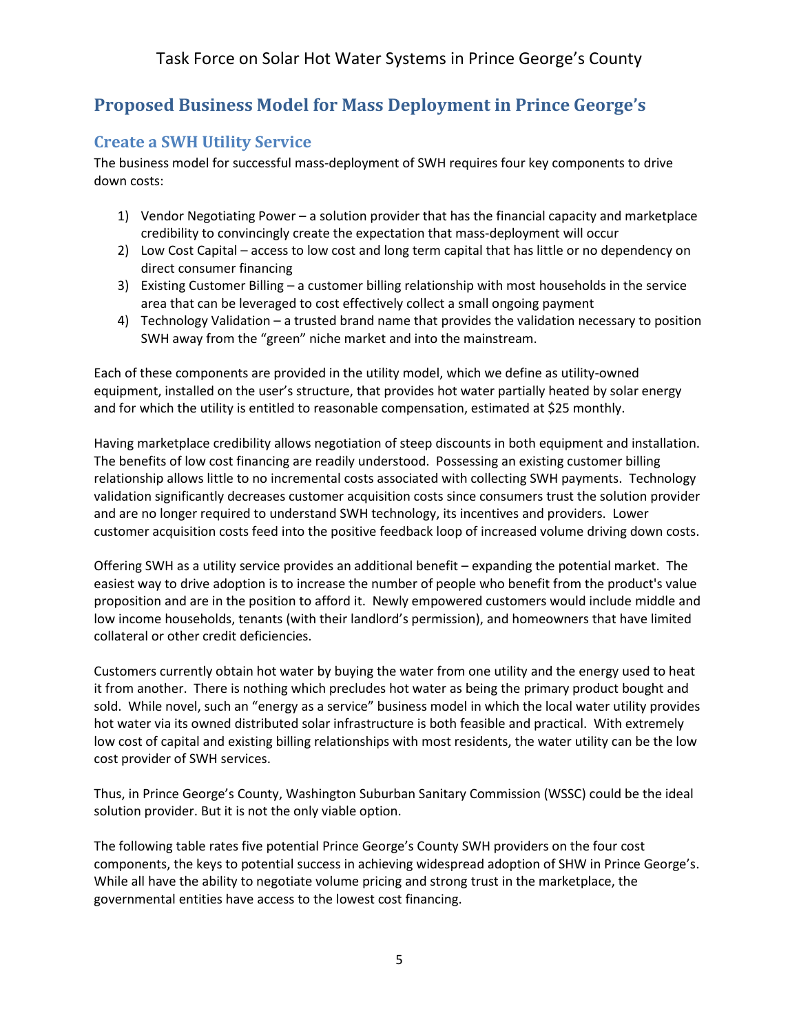## Proposed Business Model for Mass Deployment in Prince George's

### Create a SWH Utility Service

The business model for successful mass-deployment of SWH requires four key components to drive down costs:

1) Vendor Negotiating Power – a solution provider that has the financial capacity and marketplace credibility to convincingly create the expectation that mass-deployment will occur
2) Low Cost Capital – access to low cost and long term capital that has little or no dependency on direct consumer financing
3) Existing Customer Billing – a customer billing relationship with most households in the service area that can be leveraged to cost effectively collect a small ongoing payment
4) Technology Validation – a trusted brand name that provides the validation necessary to position SWH away from the "green" niche market and into the mainstream.

Each of these components are provided in the utility model, which we define as utility-owned equipment, installed on the user's structure, that provides hot water partially heated by solar energy and for which the utility is entitled to reasonable compensation, estimated at $25 monthly.

Having marketplace credibility allows negotiation of steep discounts in both equipment and installation. The benefits of low cost financing are readily understood. Possessing an existing customer billing relationship allows little to no incremental costs associated with collecting SWH payments. Technology validation significantly decreases customer acquisition costs since consumers trust the solution provider and are no longer required to understand SWH technology, its incentives and providers. Lower customer acquisition costs feed into the positive feedback loop of increased volume driving down costs.

Offering SWH as a utility service provides an additional benefit – expanding the potential market. The easiest way to drive adoption is to increase the number of people who benefit from the product's value proposition and are in the position to afford it. Newly empowered customers would include middle and low income households, tenants (with their landlord's permission), and homeowners that have limited collateral or other credit deficiencies.

Customers currently obtain hot water by buying the water from one utility and the energy used to heat it from another. There is nothing which precludes hot water as being the primary product bought and sold. While novel, such an "energy as a service" business model in which the local water utility provides hot water via its owned distributed solar infrastructure is both feasible and practical. With extremely low cost of capital and existing billing relationships with most residents, the water utility can be the low cost provider of SWH services.

Thus, in Prince George's County, Washington Suburban Sanitary Commission (WSSC) could be the ideal solution provider. But it is not the only viable option.

The following table rates five potential Prince George's County SWH providers on the four cost components, the keys to potential success in achieving widespread adoption of SHW in Prince George's. While all have the ability to negotiate volume pricing and strong trust in the marketplace, the governmental entities have access to the lowest cost financing.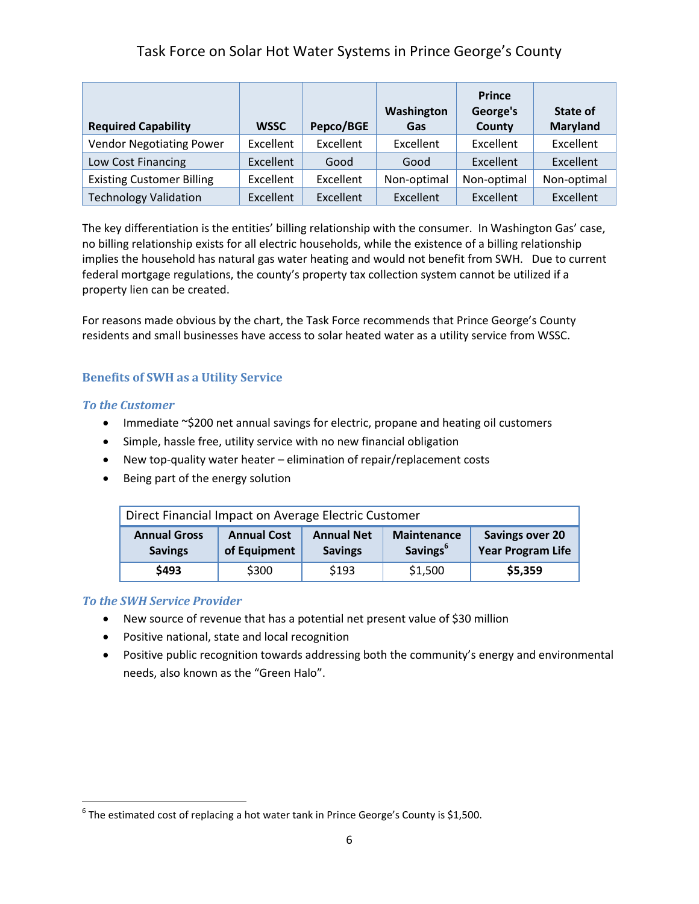| Required Capability | WSSC | Pepco/BGE | Washington Gas | Prince George's County | State of Maryland |
|---|---|---|---|---|---|
| Vendor Negotiating Power | Excellent | Excellent | Excellent | Excellent | Excellent |
| Low Cost Financing | Excellent | Good | Good | Excellent | Excellent |
| Existing Customer Billing | Excellent | Excellent | Non-optimal | Non-optimal | Non-optimal |
| Technology Validation | Excellent | Excellent | Excellent | Excellent | Excellent |

The key differentiation is the entities' billing relationship with the consumer. In Washington Gas' case, no billing relationship exists for all electric households, while the existence of a billing relationship implies the household has natural gas water heating and would not benefit from SWH. Due to current federal mortgage regulations, the county's property tax collection system cannot be utilized if a property lien can be created.

For reasons made obvious by the chart, the Task Force recommends that Prince George's County residents and small businesses have access to solar heated water as a utility service from WSSC.

## Benefits of SWH as a Utility Service

### *To the Customer*

- Immediate ~$200 net annual savings for electric, propane and heating oil customers
- Simple, hassle free, utility service with no new financial obligation
- New top-quality water heater – elimination of repair/replacement costs
- Being part of the energy solution

| Direct Financial Impact on Average Electric Customer | | | | |
|---|---|---|---|---|
| **Annual Gross Savings** | **Annual Cost of Equipment** | **Annual Net Savings** | **Maintenance Savings**[6] | **Savings over 20 Year Program Life** |
| **$493** | $300 | $193 | $1,500 | **$5,359** |

### *To the SWH Service Provider*

- New source of revenue that has a potential net present value of $30 million
- Positive national, state and local recognition
- Positive public recognition towards addressing both the community's energy and environmental needs, also known as the "Green Halo".

[6] The estimated cost of replacing a hot water tank in Prince George's County is $1,500.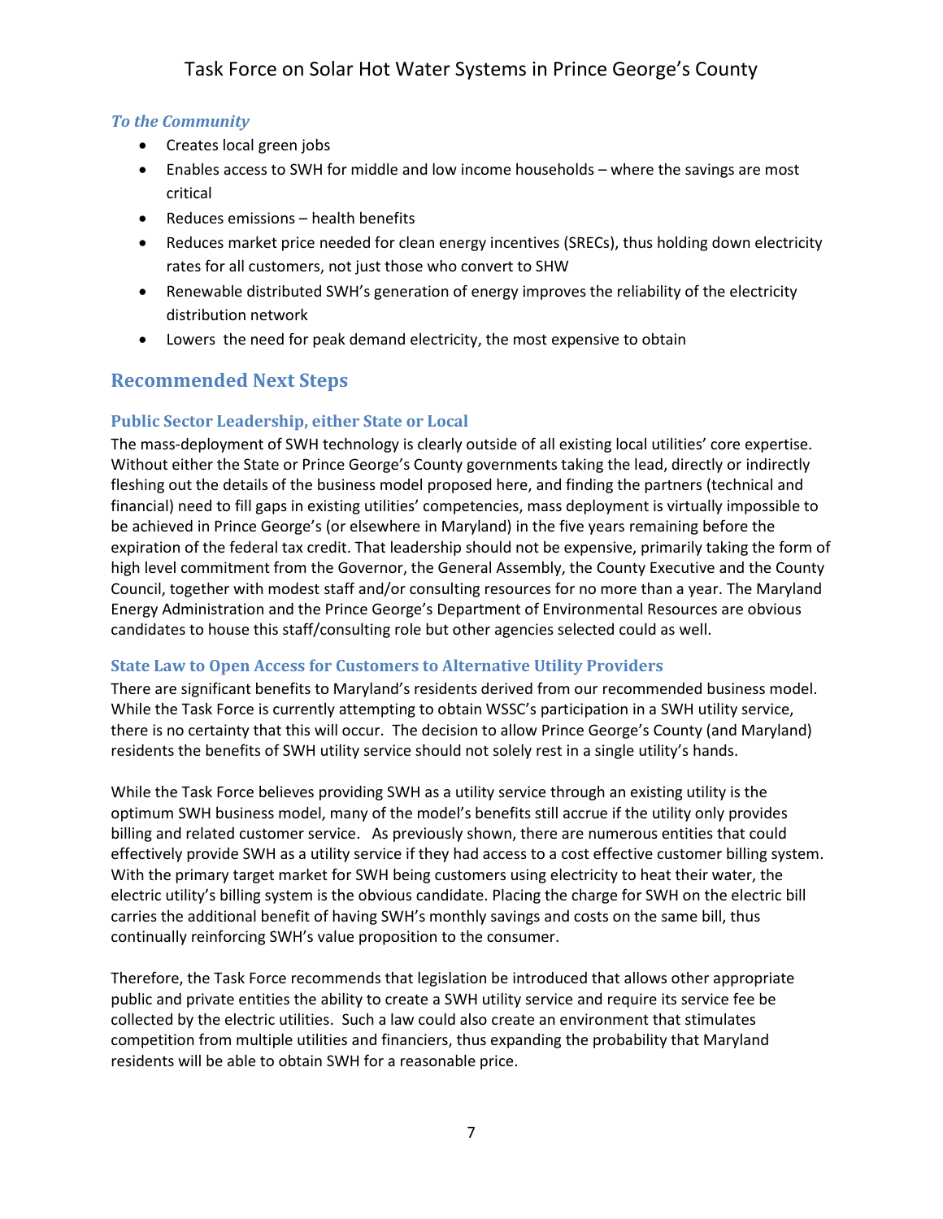### *To the Community*

- Creates local green jobs
- Enables access to SWH for middle and low income households – where the savings are most critical
- Reduces emissions – health benefits
- Reduces market price needed for clean energy incentives (SRECs), thus holding down electricity rates for all customers, not just those who convert to SHW
- Renewable distributed SWH's generation of energy improves the reliability of the electricity distribution network
- Lowers the need for peak demand electricity, the most expensive to obtain

## Recommended Next Steps

### Public Sector Leadership, either State or Local

The mass-deployment of SWH technology is clearly outside of all existing local utilities' core expertise. Without either the State or Prince George's County governments taking the lead, directly or indirectly fleshing out the details of the business model proposed here, and finding the partners (technical and financial) need to fill gaps in existing utilities' competencies, mass deployment is virtually impossible to be achieved in Prince George's (or elsewhere in Maryland) in the five years remaining before the expiration of the federal tax credit. That leadership should not be expensive, primarily taking the form of high level commitment from the Governor, the General Assembly, the County Executive and the County Council, together with modest staff and/or consulting resources for no more than a year. The Maryland Energy Administration and the Prince George's Department of Environmental Resources are obvious candidates to house this staff/consulting role but other agencies selected could as well.

### State Law to Open Access for Customers to Alternative Utility Providers

There are significant benefits to Maryland's residents derived from our recommended business model. While the Task Force is currently attempting to obtain WSSC's participation in a SWH utility service, there is no certainty that this will occur. The decision to allow Prince George's County (and Maryland) residents the benefits of SWH utility service should not solely rest in a single utility's hands.

While the Task Force believes providing SWH as a utility service through an existing utility is the optimum SWH business model, many of the model's benefits still accrue if the utility only provides billing and related customer service. As previously shown, there are numerous entities that could effectively provide SWH as a utility service if they had access to a cost effective customer billing system. With the primary target market for SWH being customers using electricity to heat their water, the electric utility's billing system is the obvious candidate. Placing the charge for SWH on the electric bill carries the additional benefit of having SWH's monthly savings and costs on the same bill, thus continually reinforcing SWH's value proposition to the consumer.

Therefore, the Task Force recommends that legislation be introduced that allows other appropriate public and private entities the ability to create a SWH utility service and require its service fee be collected by the electric utilities. Such a law could also create an environment that stimulates competition from multiple utilities and financiers, thus expanding the probability that Maryland residents will be able to obtain SWH for a reasonable price.